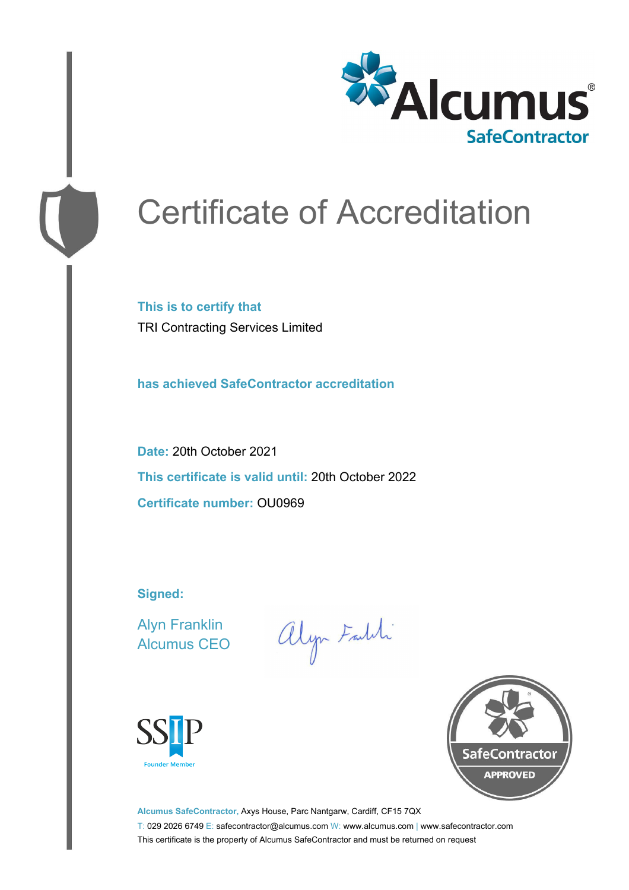Alcumus® SafeContractor

# Certificate of Accreditation

**This is to certify that**

TRI Contracting Services Limited

**has achieved SafeContractor accreditation**

**Date:** 20th October 2021

**This certificate is valid until:** 20th October 2022

**Certificate number:** OU0969

**Signed:**

Alyn Franklin
Alcumus CEO

SSIP Founder Member

SafeContractor APPROVED

**Alcumus SafeContractor,** Axys House, Parc Nantgarw, Cardiff, CF15 7QX

T: 029 2026 6749 E: safecontractor@alcumus.com W: www.alcumus.com | www.safecontractor.com

This certificate is the property of Alcumus SafeContractor and must be returned on request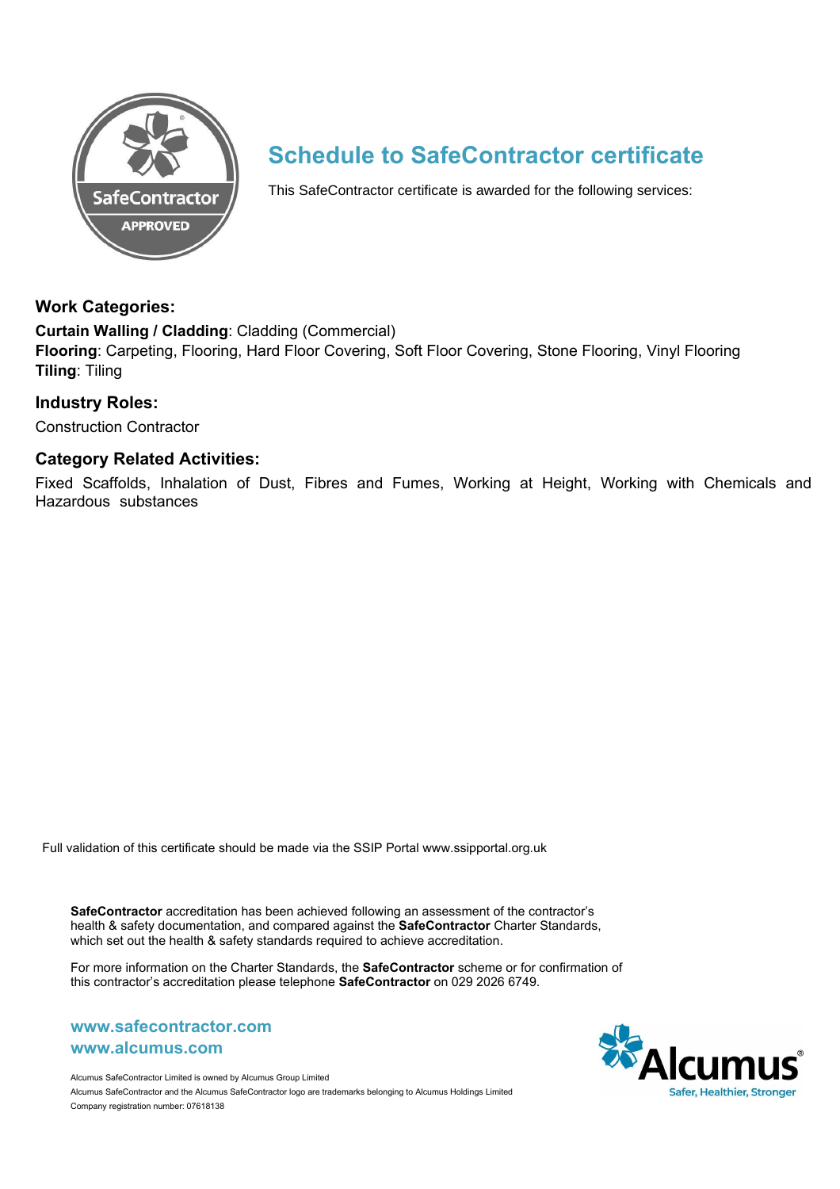# Schedule to SafeContractor certificate

This SafeContractor certificate is awarded for the following services:

### Work Categories:

**Curtain Walling / Cladding**: Cladding (Commercial)
**Flooring**: Carpeting, Flooring, Hard Floor Covering, Soft Floor Covering, Stone Flooring, Vinyl Flooring
**Tiling**: Tiling

### Industry Roles:

Construction Contractor

### Category Related Activities:

Fixed Scaffolds, Inhalation of Dust, Fibres and Fumes, Working at Height, Working with Chemicals and Hazardous substances

Full validation of this certificate should be made via the SSIP Portal www.ssipportal.org.uk

**SafeContractor** accreditation has been achieved following an assessment of the contractor's health & safety documentation, and compared against the **SafeContractor** Charter Standards, which set out the health & safety standards required to achieve accreditation.

For more information on the Charter Standards, the **SafeContractor** scheme or for confirmation of this contractor's accreditation please telephone **SafeContractor** on 029 2026 6749.

**www.safecontractor.com**
**www.alcumus.com**

Alcumus SafeContractor Limited is owned by Alcumus Group Limited
Alcumus SafeContractor and the Alcumus SafeContractor logo are trademarks belonging to Alcumus Holdings Limited
Company registration number: 07618138

Alcumus®
Safer, Healthier, Stronger